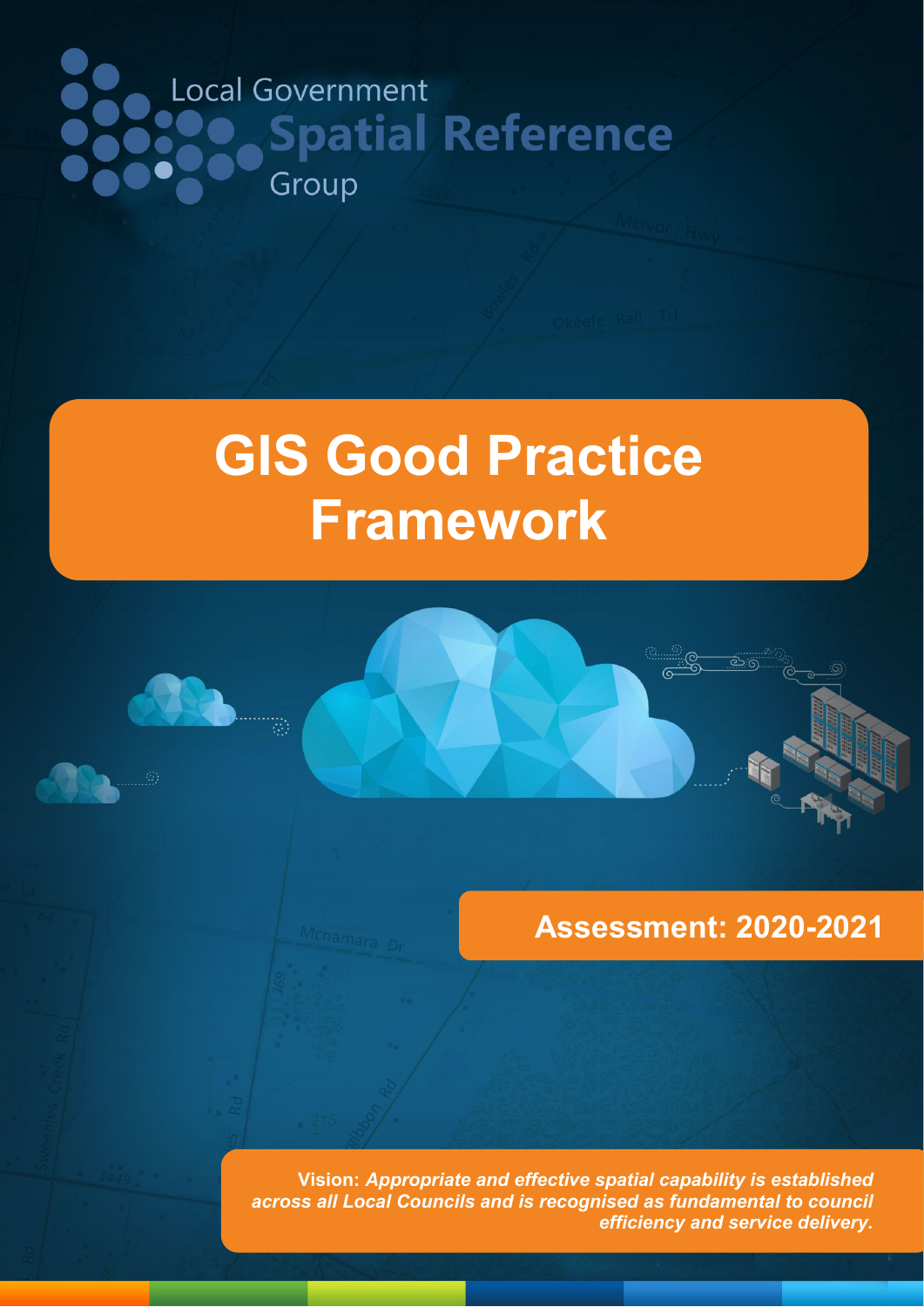Local Government
**Spatial Reference**
Group

# GIS Good Practice Framework

## Assessment: 2020-2021

**Vision:** ***Appropriate and effective spatial capability is established across all Local Councils and is recognised as fundamental to council efficiency and service delivery.***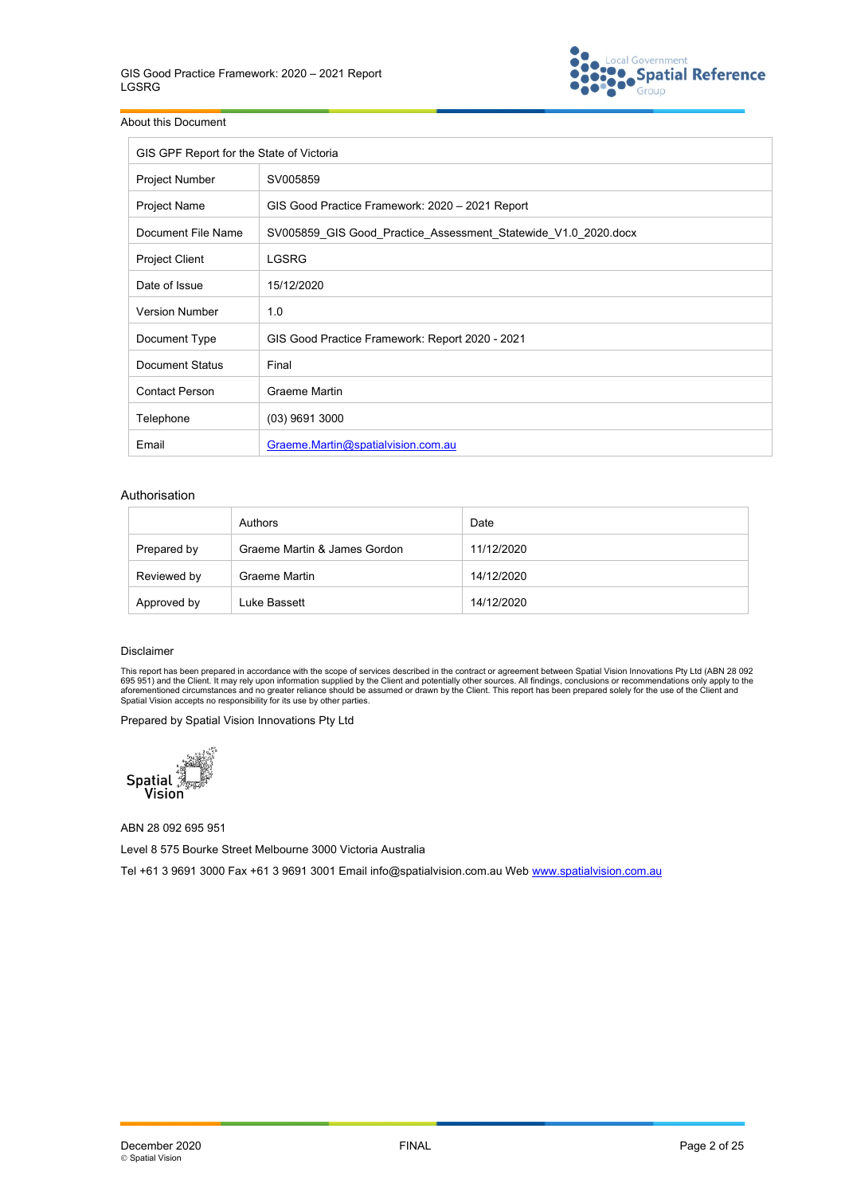About this Document

| GIS GPF Report for the State of Victoria | |
|---|---|
| Project Number | SV005859 |
| Project Name | GIS Good Practice Framework: 2020 – 2021 Report |
| Document File Name | SV005859_GIS Good_Practice_Assessment_Statewide_V1.0_2020.docx |
| Project Client | LGSRG |
| Date of Issue | 15/12/2020 |
| Version Number | 1.0 |
| Document Type | GIS Good Practice Framework: Report 2020 - 2021 |
| Document Status | Final |
| Contact Person | Graeme Martin |
| Telephone | (03) 9691 3000 |
| Email | Graeme.Martin@spatialvision.com.au |

## Authorisation

| | Authors | Date |
|---|---|---|
| Prepared by | Graeme Martin & James Gordon | 11/12/2020 |
| Reviewed by | Graeme Martin | 14/12/2020 |
| Approved by | Luke Bassett | 14/12/2020 |

### Disclaimer

This report has been prepared in accordance with the scope of services described in the contract or agreement between Spatial Vision Innovations Pty Ltd (ABN 28 092 695 951) and the Client. It may rely upon information supplied by the Client and potentially other sources. All findings, conclusions or recommendations only apply to the aforementioned circumstances and no greater reliance should be assumed or drawn by the Client. This report has been prepared solely for the use of the Client and Spatial Vision accepts no responsibility for its use by other parties.

Prepared by Spatial Vision Innovations Pty Ltd

Spatial Vision

ABN 28 092 695 951

Level 8 575 Bourke Street Melbourne 3000 Victoria Australia

Tel +61 3 9691 3000 Fax +61 3 9691 3001 Email info@spatialvision.com.au Web www.spatialvision.com.au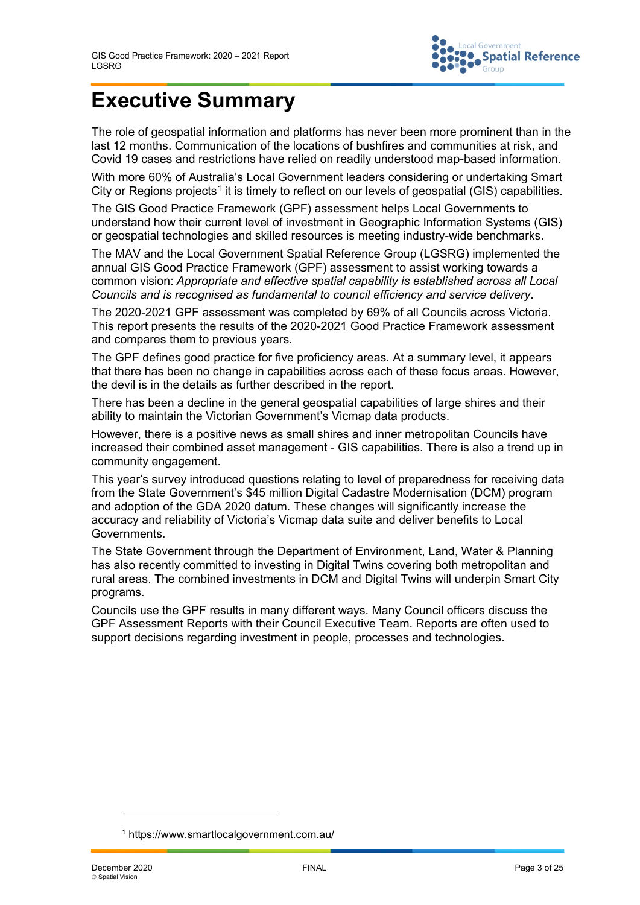# Executive Summary

The role of geospatial information and platforms has never been more prominent than in the last 12 months. Communication of the locations of bushfires and communities at risk, and Covid 19 cases and restrictions have relied on readily understood map-based information.

With more 60% of Australia's Local Government leaders considering or undertaking Smart City or Regions projects[1] it is timely to reflect on our levels of geospatial (GIS) capabilities.

The GIS Good Practice Framework (GPF) assessment helps Local Governments to understand how their current level of investment in Geographic Information Systems (GIS) or geospatial technologies and skilled resources is meeting industry-wide benchmarks.

The MAV and the Local Government Spatial Reference Group (LGSRG) implemented the annual GIS Good Practice Framework (GPF) assessment to assist working towards a common vision: *Appropriate and effective spatial capability is established across all Local Councils and is recognised as fundamental to council efficiency and service delivery*.

The 2020-2021 GPF assessment was completed by 69% of all Councils across Victoria. This report presents the results of the 2020-2021 Good Practice Framework assessment and compares them to previous years.

The GPF defines good practice for five proficiency areas. At a summary level, it appears that there has been no change in capabilities across each of these focus areas. However, the devil is in the details as further described in the report.

There has been a decline in the general geospatial capabilities of large shires and their ability to maintain the Victorian Government's Vicmap data products.

However, there is a positive news as small shires and inner metropolitan Councils have increased their combined asset management - GIS capabilities. There is also a trend up in community engagement.

This year's survey introduced questions relating to level of preparedness for receiving data from the State Government's $45 million Digital Cadastre Modernisation (DCM) program and adoption of the GDA 2020 datum. These changes will significantly increase the accuracy and reliability of Victoria's Vicmap data suite and deliver benefits to Local Governments.

The State Government through the Department of Environment, Land, Water & Planning has also recently committed to investing in Digital Twins covering both metropolitan and rural areas. The combined investments in DCM and Digital Twins will underpin Smart City programs.

Councils use the GPF results in many different ways. Many Council officers discuss the GPF Assessment Reports with their Council Executive Team. Reports are often used to support decisions regarding investment in people, processes and technologies.

---

[1] https://www.smartlocalgovernment.com.au/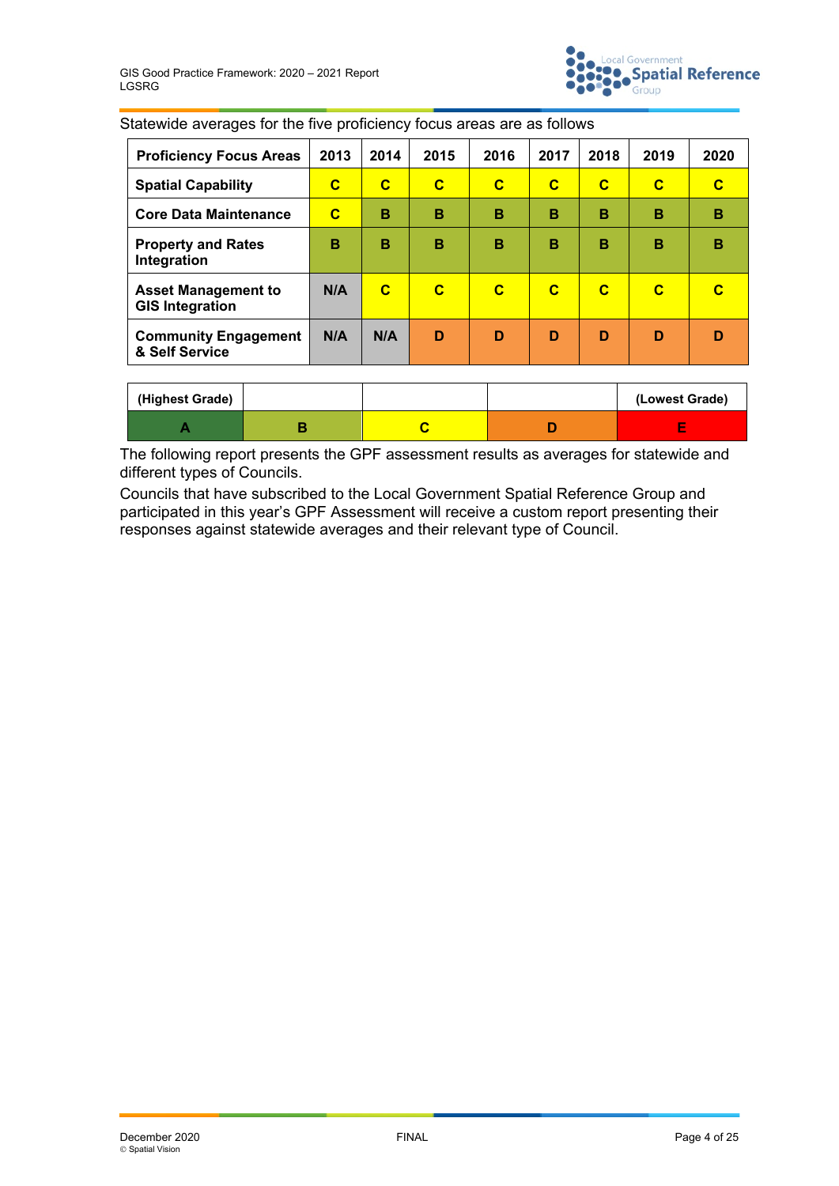Statewide averages for the five proficiency focus areas are as follows

| Proficiency Focus Areas | 2013 | 2014 | 2015 | 2016 | 2017 | 2018 | 2019 | 2020 |
|---|---|---|---|---|---|---|---|---|
| Spatial Capability | C | C | C | C | C | C | C | C |
| Core Data Maintenance | C | B | B | B | B | B | B | B |
| Property and Rates Integration | B | B | B | B | B | B | B | B |
| Asset Management to GIS Integration | N/A | C | C | C | C | C | C | C |
| Community Engagement & Self Service | N/A | N/A | D | D | D | D | D | D |

| (Highest Grade) | | | | (Lowest Grade) |
|---|---|---|---|---|
| A | B | C | D | E |

The following report presents the GPF assessment results as averages for statewide and different types of Councils.

Councils that have subscribed to the Local Government Spatial Reference Group and participated in this year's GPF Assessment will receive a custom report presenting their responses against statewide averages and their relevant type of Council.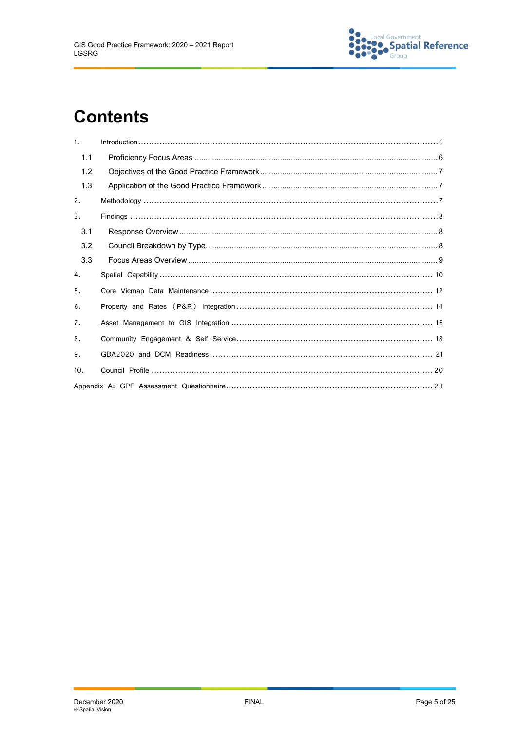# Contents

1. Introduction ........................................................................................................ 6
   - 1.1 Proficiency Focus Areas ........................................................................ 6
   - 1.2 Objectives of the Good Practice Framework ........................................ 7
   - 1.3 Application of the Good Practice Framework ....................................... 7
2. Methodology ....................................................................................................... 7
3. Findings ............................................................................................................. 8
   - 3.1 Response Overview .............................................................................. 8
   - 3.2 Council Breakdown by Type .................................................................. 8
   - 3.3 Focus Areas Overview .......................................................................... 9
4. Spatial Capability ............................................................................................ 10
5. Core Vicmap Data Maintenance ..................................................................... 12
6. Property and Rates (P&R) Integration ............................................................ 14
7. Asset Management to GIS Integration ............................................................ 16
8. Community Engagement & Self Service ......................................................... 18
9. GDA2020 and DCM Readiness ...................................................................... 21
10. Council Profile ................................................................................................ 20

Appendix A: GPF Assessment Questionnaire ..................................................... 23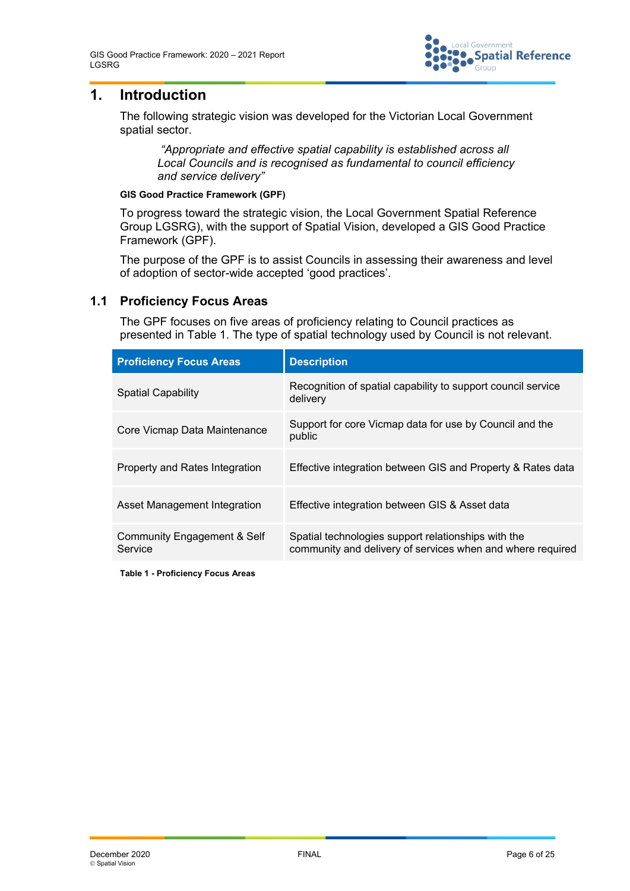# 1. Introduction

The following strategic vision was developed for the Victorian Local Government spatial sector.

> *"Appropriate and effective spatial capability is established across all Local Councils and is recognised as fundamental to council efficiency and service delivery"*

**GIS Good Practice Framework (GPF)**

To progress toward the strategic vision, the Local Government Spatial Reference Group LGSRG), with the support of Spatial Vision, developed a GIS Good Practice Framework (GPF).

The purpose of the GPF is to assist Councils in assessing their awareness and level of adoption of sector-wide accepted 'good practices'.

## 1.1 Proficiency Focus Areas

The GPF focuses on five areas of proficiency relating to Council practices as presented in Table 1. The type of spatial technology used by Council is not relevant.

| Proficiency Focus Areas | Description |
|---|---|
| Spatial Capability | Recognition of spatial capability to support council service delivery |
| Core Vicmap Data Maintenance | Support for core Vicmap data for use by Council and the public |
| Property and Rates Integration | Effective integration between GIS and Property & Rates data |
| Asset Management Integration | Effective integration between GIS & Asset data |
| Community Engagement & Self Service | Spatial technologies support relationships with the community and delivery of services when and where required |

**Table 1 - Proficiency Focus Areas**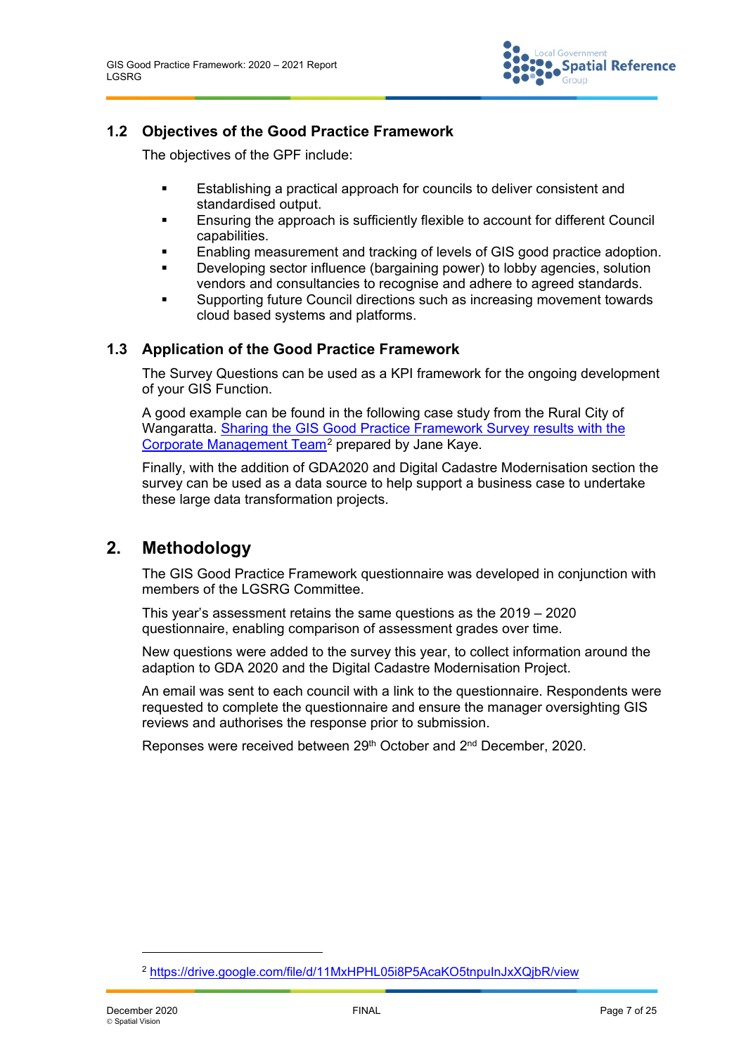## 1.2 Objectives of the Good Practice Framework

The objectives of the GPF include:

- Establishing a practical approach for councils to deliver consistent and standardised output.
- Ensuring the approach is sufficiently flexible to account for different Council capabilities.
- Enabling measurement and tracking of levels of GIS good practice adoption.
- Developing sector influence (bargaining power) to lobby agencies, solution vendors and consultancies to recognise and adhere to agreed standards.
- Supporting future Council directions such as increasing movement towards cloud based systems and platforms.

## 1.3 Application of the Good Practice Framework

The Survey Questions can be used as a KPI framework for the ongoing development of your GIS Function.

A good example can be found in the following case study from the Rural City of Wangaratta. [Sharing the GIS Good Practice Framework Survey results with the Corporate Management Team](https://drive.google.com/file/d/11MxHPHL05i8P5AcaKO5tnpuInJxXQjbR/view)[2] prepared by Jane Kaye.

Finally, with the addition of GDA2020 and Digital Cadastre Modernisation section the survey can be used as a data source to help support a business case to undertake these large data transformation projects.

# 2. Methodology

The GIS Good Practice Framework questionnaire was developed in conjunction with members of the LGSRG Committee.

This year's assessment retains the same questions as the 2019 – 2020 questionnaire, enabling comparison of assessment grades over time.

New questions were added to the survey this year, to collect information around the adaption to GDA 2020 and the Digital Cadastre Modernisation Project.

An email was sent to each council with a link to the questionnaire. Respondents were requested to complete the questionnaire and ensure the manager oversighting GIS reviews and authorises the response prior to submission.

Reponses were received between 29th October and 2nd December, 2020.

---

[2] https://drive.google.com/file/d/11MxHPHL05i8P5AcaKO5tnpuInJxXQjbR/view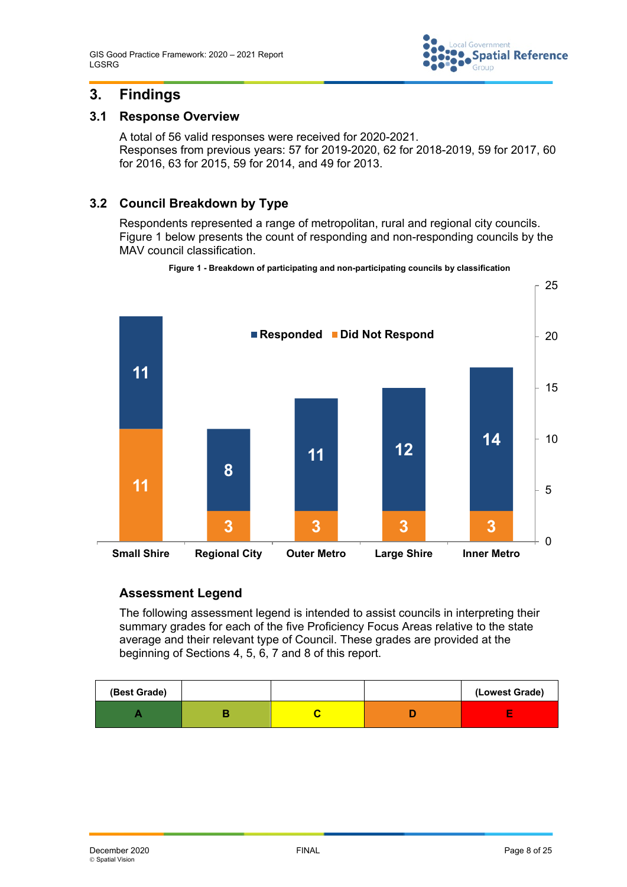# 3. Findings

## 3.1 Response Overview

A total of 56 valid responses were received for 2020-2021.
Responses from previous years: 57 for 2019-2020, 62 for 2018-2019, 59 for 2017, 60 for 2016, 63 for 2015, 59 for 2014, and 49 for 2013.

## 3.2 Council Breakdown by Type

Respondents represented a range of metropolitan, rural and regional city councils. Figure 1 below presents the count of responding and non-responding councils by the MAV council classification.

**Figure 1 - Breakdown of participating and non-participating councils by classification**

| Classification | Responded | Did Not Respond |
|---|---|---|
| Small Shire | 11 | 11 |
| Regional City | 8 | 3 |
| Outer Metro | 11 | 3 |
| Large Shire | 12 | 3 |
| Inner Metro | 14 | 3 |

### Assessment Legend

The following assessment legend is intended to assist councils in interpreting their summary grades for each of the five Proficiency Focus Areas relative to the state average and their relevant type of Council. These grades are provided at the beginning of Sections 4, 5, 6, 7 and 8 of this report.

| (Best Grade) | | | | (Lowest Grade) |
|---|---|---|---|---|
| A | B | C | D | E |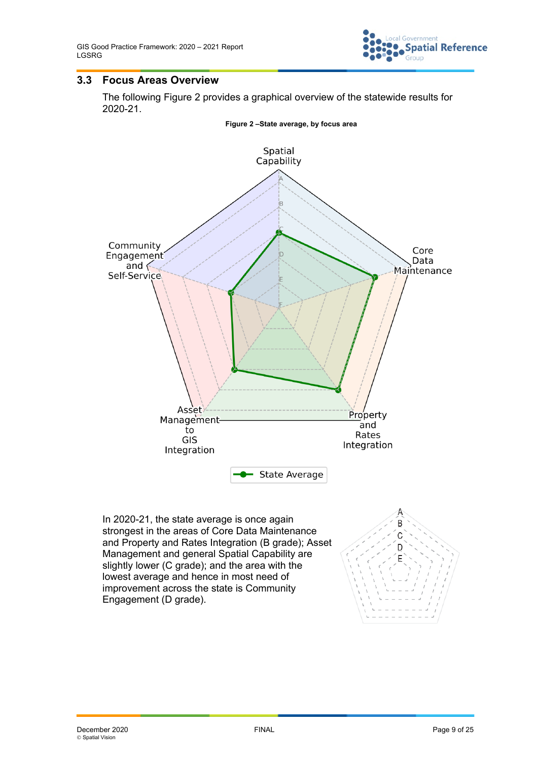## 3.3 Focus Areas Overview

The following Figure 2 provides a graphical overview of the statewide results for 2020-21.

**Figure 2 –State average, by focus area**

In 2020-21, the state average is once again strongest in the areas of Core Data Maintenance and Property and Rates Integration (B grade); Asset Management and general Spatial Capability are slightly lower (C grade); and the area with the lowest average and hence in most need of improvement across the state is Community Engagement (D grade).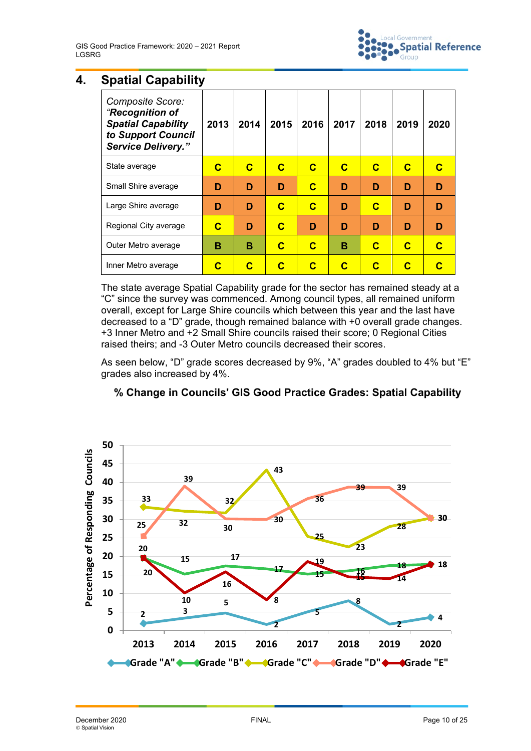## 4. Spatial Capability

| *Composite Score: "**Recognition of Spatial Capability to Support Council Service Delivery.**"* | 2013 | 2014 | 2015 | 2016 | 2017 | 2018 | 2019 | 2020 |
|---|---|---|---|---|---|---|---|---|
| State average | C | C | C | C | C | C | C | C |
| Small Shire average | D | D | D | C | D | D | D | D |
| Large Shire average | D | D | C | C | D | C | D | D |
| Regional City average | C | D | C | D | D | D | D | D |
| Outer Metro average | B | B | C | C | B | C | C | C |
| Inner Metro average | C | C | C | C | C | C | C | C |

The state average Spatial Capability grade for the sector has remained steady at a "C" since the survey was commenced. Among council types, all remained uniform overall, except for Large Shire councils which between this year and the last have decreased to a "D" grade, though remained balance with +0 overall grade changes. +3 Inner Metro and +2 Small Shire councils raised their score; 0 Regional Cities raised theirs; and -3 Outer Metro councils decreased their scores.

As seen below, "D" grade scores decreased by 9%, "A" grades doubled to 4% but "E" grades also increased by 4%.

**% Change in Councils' GIS Good Practice Grades: Spatial Capability**

| Percentage of Responding Councils | 2013 | 2014 | 2015 | 2016 | 2017 | 2018 | 2019 | 2020 |
|---|---|---|---|---|---|---|---|---|
| Grade "A" | 2 | 3 | 5 | 2 | 5 | 8 | 2 | 4 |
| Grade "B" | 20 | 15 | 17 | 17 | 15 | 16 | 18 | 18 |
| Grade "C" | 33 | 32 | 32 | 43 | 25 | 23 | 28 | 30 |
| Grade "D" | 25 | 39 | 30 | 30 | 36 | 39 | 39 | 30 |
| Grade "E" | 20 | 10 | 16 | 8 | 19 | 15 | 14 | 18 |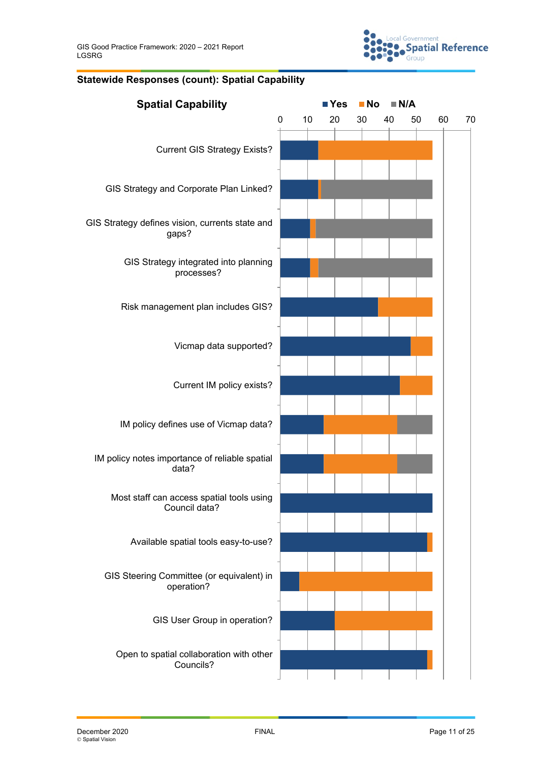## Statewide Responses (count): Spatial Capability

**Spatial Capability**

Legend: Yes, No, N/A

Axis: 0, 10, 20, 30, 40, 50, 60, 70

- Current GIS Strategy Exists?
- GIS Strategy and Corporate Plan Linked?
- GIS Strategy defines vision, currents state and gaps?
- GIS Strategy integrated into planning processes?
- Risk management plan includes GIS?
- Vicmap data supported?
- Current IM policy exists?
- IM policy defines use of Vicmap data?
- IM policy notes importance of reliable spatial data?
- Most staff can access spatial tools using Council data?
- Available spatial tools easy-to-use?
- GIS Steering Committee (or equivalent) in operation?
- GIS User Group in operation?
- Open to spatial collaboration with other Councils?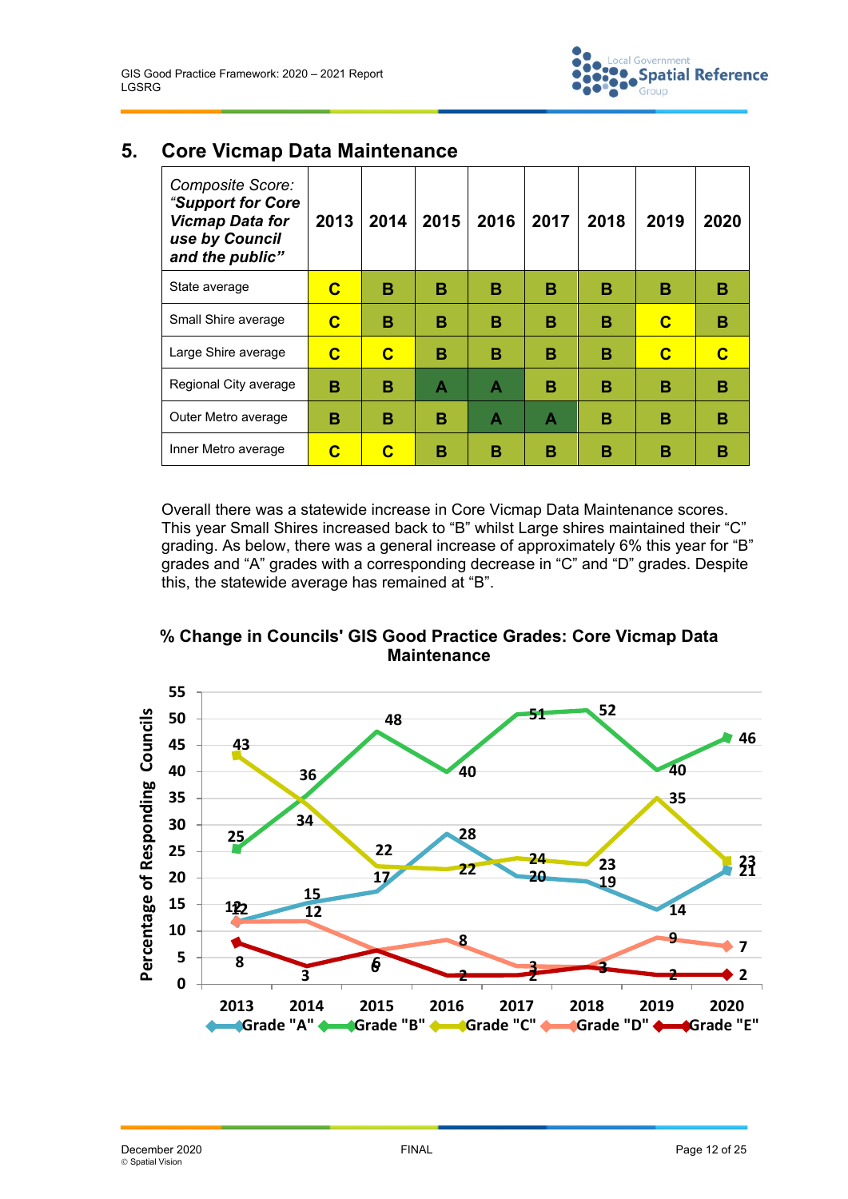## 5. Core Vicmap Data Maintenance

| *Composite Score: "**Support for Core Vicmap Data for use by Council and the public**"* | 2013 | 2014 | 2015 | 2016 | 2017 | 2018 | 2019 | 2020 |
|---|---|---|---|---|---|---|---|---|
| State average | C | B | B | B | B | B | B | B |
| Small Shire average | C | B | B | B | B | B | C | B |
| Large Shire average | C | C | B | B | B | B | C | C |
| Regional City average | B | B | A | A | B | B | B | B |
| Outer Metro average | B | B | B | A | A | B | B | B |
| Inner Metro average | C | C | B | B | B | B | B | B |

Overall there was a statewide increase in Core Vicmap Data Maintenance scores. This year Small Shires increased back to "B" whilst Large shires maintained their "C" grading. As below, there was a general increase of approximately 6% this year for "B" grades and "A" grades with a corresponding decrease in "C" and "D" grades. Despite this, the statewide average has remained at "B".

**% Change in Councils' GIS Good Practice Grades: Core Vicmap Data Maintenance**

| Percentage of Responding Councils | 2013 | 2014 | 2015 | 2016 | 2017 | 2018 | 2019 | 2020 |
|---|---|---|---|---|---|---|---|---|
| Grade "A" | 12 | 15 | 17 | 28 | 20 | 19 | 14 | 21 |
| Grade "B" | 25 | 36 | 48 | 40 | 51 | 52 | 40 | 46 |
| Grade "C" | 43 | 34 | 22 | 22 | 24 | 23 | 35 | 23 |
| Grade "D" | 12 | 12 | 6 | 8 | 3 | 3 | 9 | 7 |
| Grade "E" | 8 | 3 | 6 | 2 | 2 | 3 | 2 | 2 |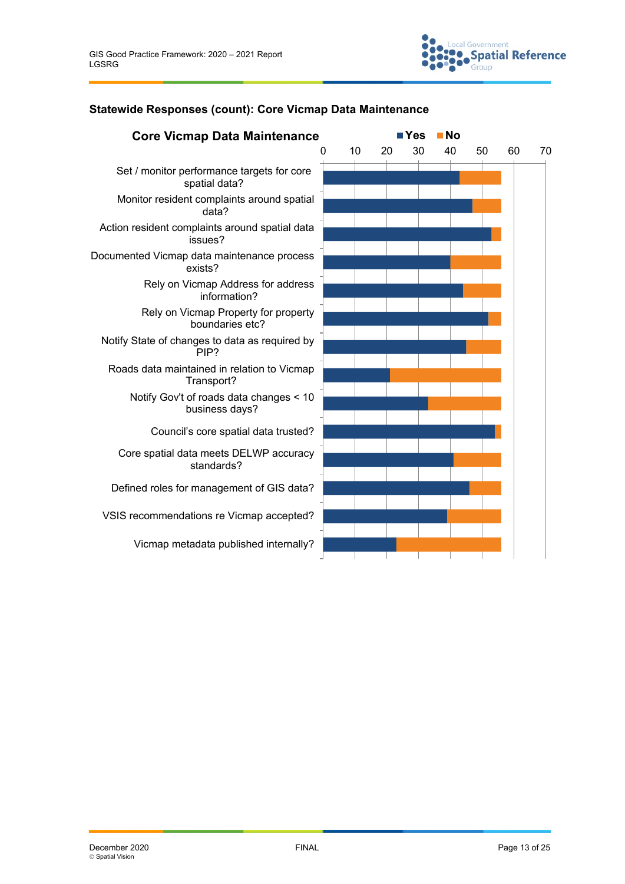### Statewide Responses (count): Core Vicmap Data Maintenance

**Core Vicmap Data Maintenance**

■ Yes ■ No

0 10 20 30 40 50 60 70

- Set / monitor performance targets for core spatial data?
- Monitor resident complaints around spatial data?
- Action resident complaints around spatial data issues?
- Documented Vicmap data maintenance process exists?
- Rely on Vicmap Address for address information?
- Rely on Vicmap Property for property boundaries etc?
- Notify State of changes to data as required by PIP?
- Roads data maintained in relation to Vicmap Transport?
- Notify Gov't of roads data changes < 10 business days?
- Council's core spatial data trusted?
- Core spatial data meets DELWP accuracy standards?
- Defined roles for management of GIS data?
- VSIS recommendations re Vicmap accepted?
- Vicmap metadata published internally?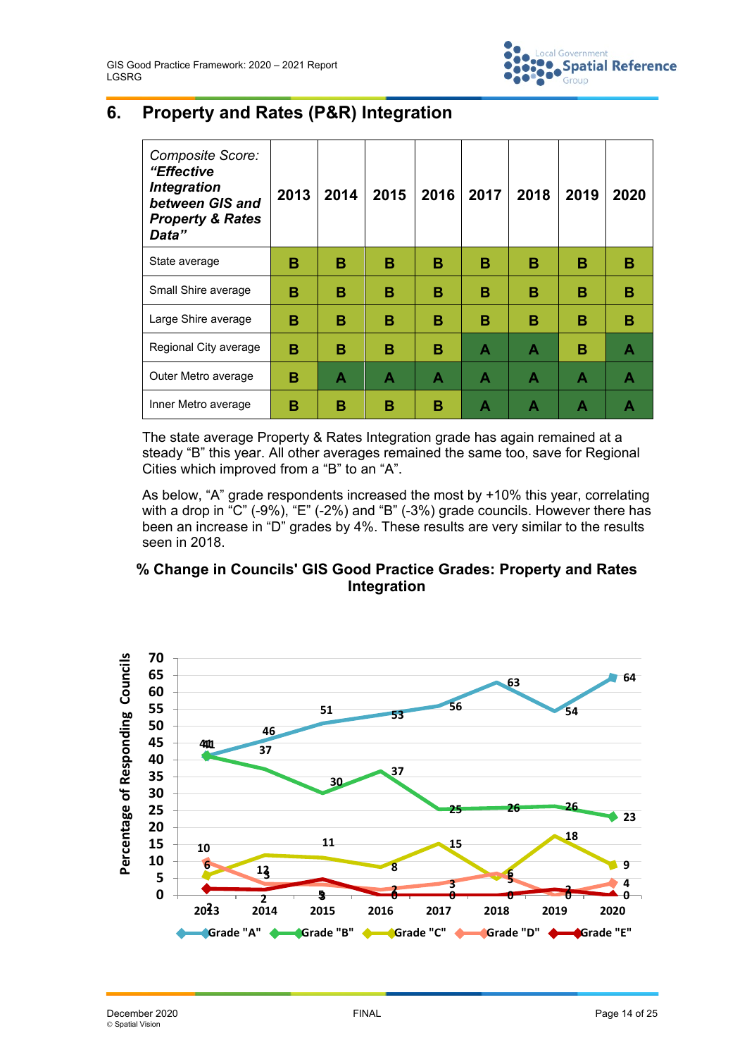## 6. Property and Rates (P&R) Integration

| *Composite Score: "**Effective Integration between GIS and Property & Rates Data**"* | 2013 | 2014 | 2015 | 2016 | 2017 | 2018 | 2019 | 2020 |
|---|---|---|---|---|---|---|---|---|
| State average | B | B | B | B | B | B | B | B |
| Small Shire average | B | B | B | B | B | B | B | B |
| Large Shire average | B | B | B | B | B | B | B | B |
| Regional City average | B | B | B | B | A | A | B | A |
| Outer Metro average | B | A | A | A | A | A | A | A |
| Inner Metro average | B | B | B | B | A | A | A | A |

The state average Property & Rates Integration grade has again remained at a steady "B" this year. All other averages remained the same too, save for Regional Cities which improved from a "B" to an "A".

As below, "A" grade respondents increased the most by +10% this year, correlating with a drop in "C" (-9%), "E" (-2%) and "B" (-3%) grade councils. However there has been an increase in "D" grades by 4%. These results are very similar to the results seen in 2018.

### % Change in Councils' GIS Good Practice Grades: Property and Rates Integration

| Percentage of Responding Councils | 2013 | 2014 | 2015 | 2016 | 2017 | 2018 | 2019 | 2020 |
|---|---|---|---|---|---|---|---|---|
| Grade "A" | 41 | 46 | 51 | 53 | 56 | 63 | 54 | 64 |
| Grade "B" | 41 | 37 | 30 | 37 | 25 | 26 | 26 | 23 |
| Grade "C" | 6 | 12 | 11 | 8 | 15 | 5 | 18 | 9 |
| Grade "D" | 10 | 3 | 3 | 2 | 3 | 6 | 0 | 4 |
| Grade "E" | 2 | 2 | 5 | 0 | 0 | 0 | 2 | 0 |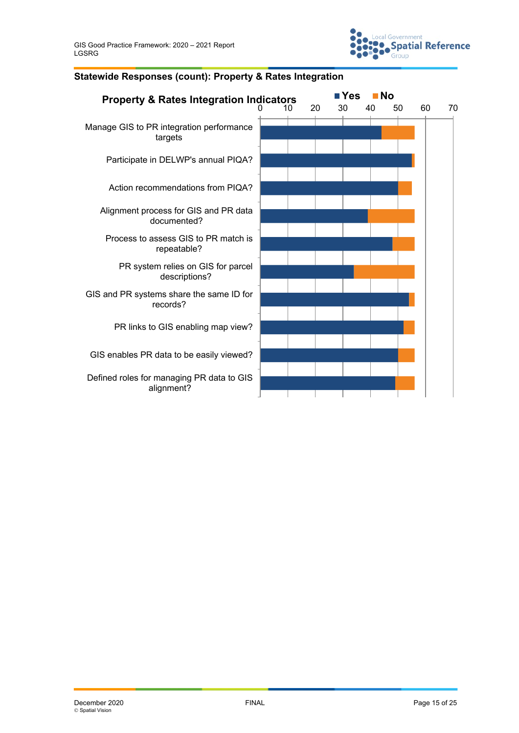## Statewide Responses (count): Property & Rates Integration

**Property & Rates Integration Indicators**

Yes | No

0 10 20 30 40 50 60 70

- Manage GIS to PR integration performance targets
- Participate in DELWP's annual PIQA?
- Action recommendations from PIQA?
- Alignment process for GIS and PR data documented?
- Process to assess GIS to PR match is repeatable?
- PR system relies on GIS for parcel descriptions?
- GIS and PR systems share the same ID for records?
- PR links to GIS enabling map view?
- GIS enables PR data to be easily viewed?
- Defined roles for managing PR data to GIS alignment?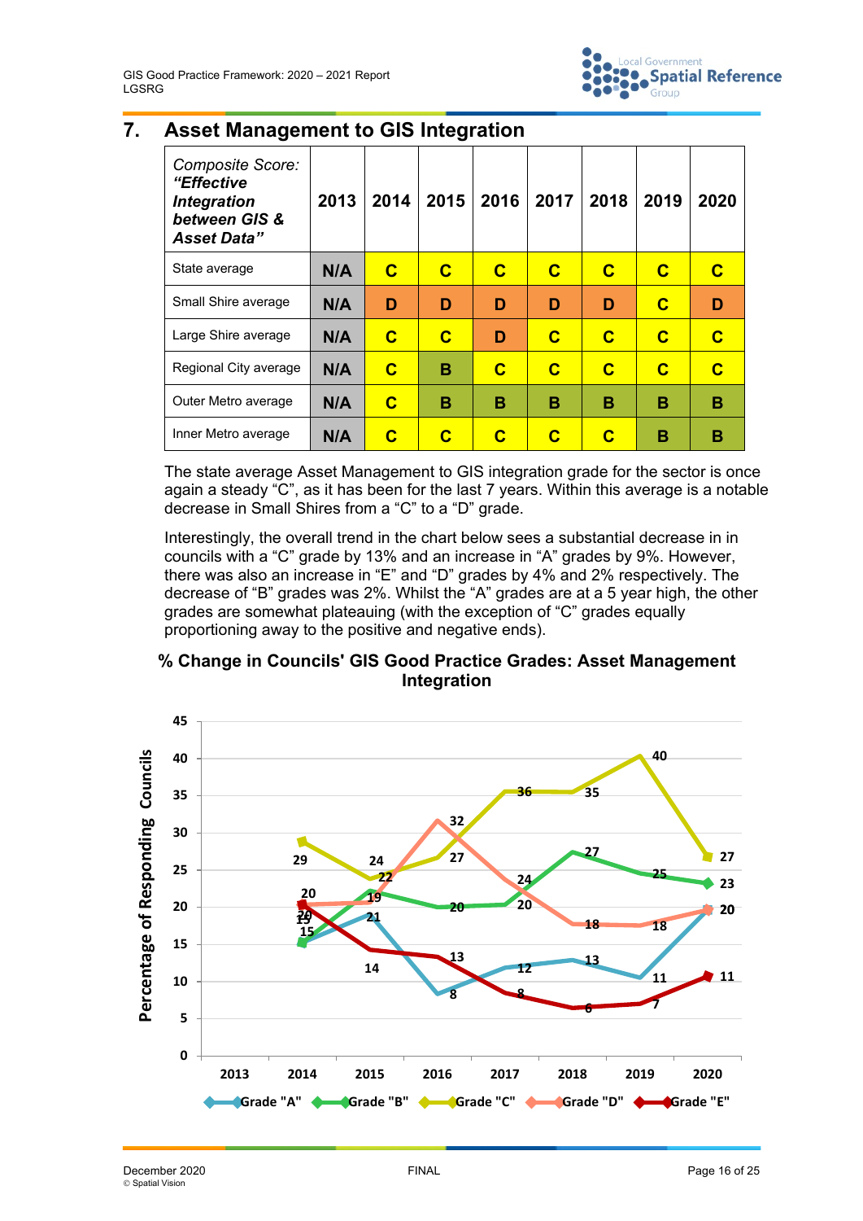## 7. Asset Management to GIS Integration

| *Composite Score: **"Effective Integration between GIS & Asset Data"*** | 2013 | 2014 | 2015 | 2016 | 2017 | 2018 | 2019 | 2020 |
|---|---|---|---|---|---|---|---|---|
| State average | N/A | C | C | C | C | C | C | C |
| Small Shire average | N/A | D | D | D | D | D | C | D |
| Large Shire average | N/A | C | C | D | C | C | C | C |
| Regional City average | N/A | C | B | C | C | C | C | C |
| Outer Metro average | N/A | C | B | B | B | B | B | B |
| Inner Metro average | N/A | C | C | C | C | C | B | B |

The state average Asset Management to GIS integration grade for the sector is once again a steady "C", as it has been for the last 7 years. Within this average is a notable decrease in Small Shires from a "C" to a "D" grade.

Interestingly, the overall trend in the chart below sees a substantial decrease in in councils with a "C" grade by 13% and an increase in "A" grades by 9%. However, there was also an increase in "E" and "D" grades by 4% and 2% respectively. The decrease of "B" grades was 2%. Whilst the "A" grades are at a 5 year high, the other grades are somewhat plateauing (with the exception of "C" grades equally proportioning away to the positive and negative ends).

**% Change in Councils' GIS Good Practice Grades: Asset Management Integration**

| Grade | 2013 | 2014 | 2015 | 2016 | 2017 | 2018 | 2019 | 2020 |
|---|---|---|---|---|---|---|---|---|
| Grade "A" | | 15 | 19 | 8 | 12 | 13 | 11 | 20 |
| Grade "B" | | 15 | 22 | 20 | 20 | 27 | 25 | 23 |
| Grade "C" | | 29 | 24 | 27 | 36 | 35 | 40 | 27 |
| Grade "D" | | 20 | 21 | 32 | 24 | 18 | 18 | 20 |
| Grade "E" | | 20 | 14 | 13 | 8 | 6 | 7 | 11 |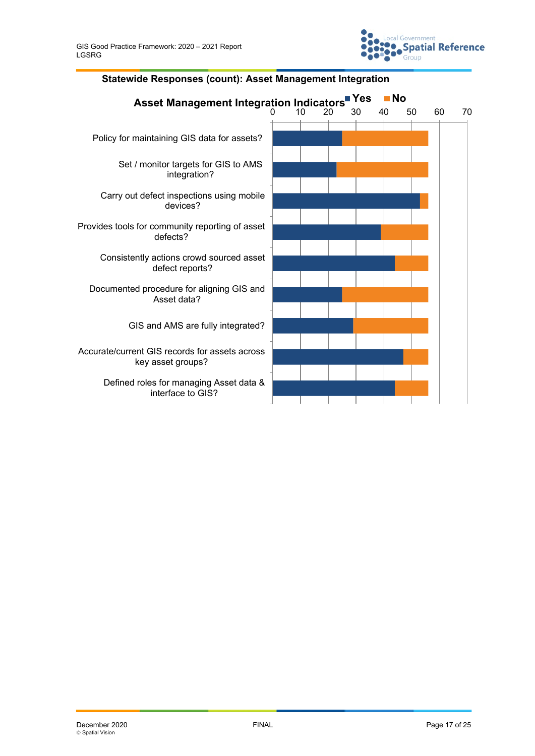**Statewide Responses (count): Asset Management Integration**

**Asset Management Integration Indicators**

| Indicator | Yes | No |
|---|---|---|
| Policy for maintaining GIS data for assets? | 25 | 31 |
| Set / monitor targets for GIS to AMS integration? | 23 | 33 |
| Carry out defect inspections using mobile devices? | 53 | 3 |
| Provides tools for community reporting of asset defects? | 39 | 17 |
| Consistently actions crowd sourced asset defect reports? | 44 | 12 |
| Documented procedure for aligning GIS and Asset data? | 25 | 31 |
| GIS and AMS are fully integrated? | 29 | 27 |
| Accurate/current GIS records for assets across key asset groups? | 47 | 9 |
| Defined roles for managing Asset data & interface to GIS? | 44 | 12 |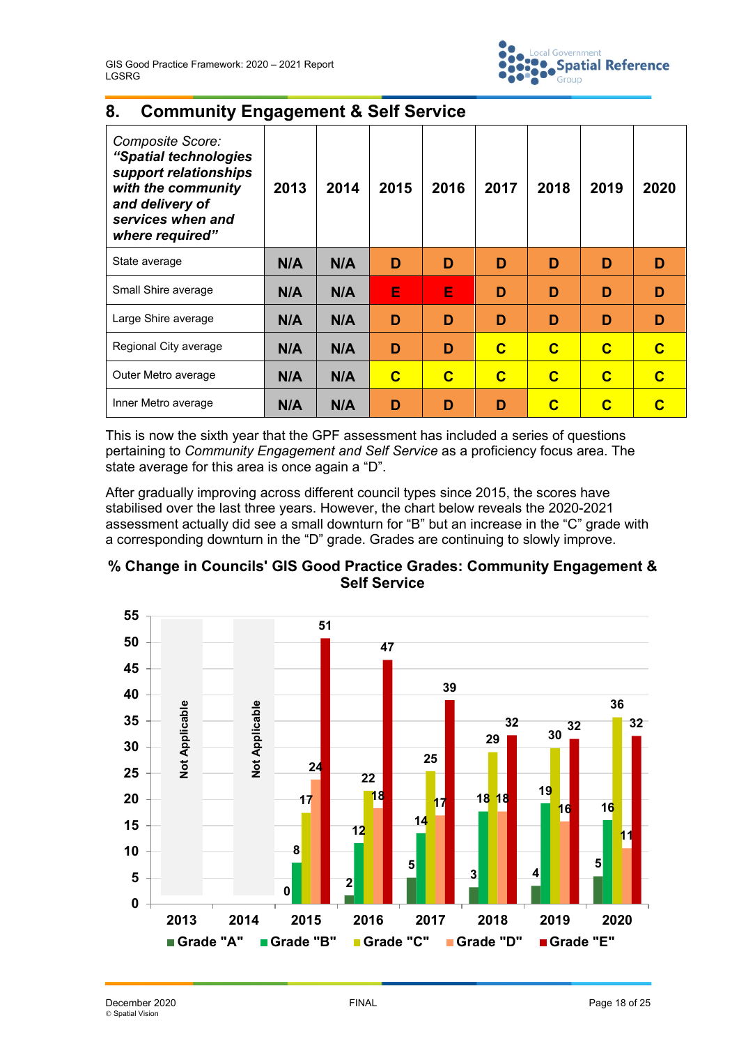## 8. Community Engagement & Self Service

| *Composite Score:* ***"Spatial technologies support relationships with the community and delivery of services when and where required"*** | 2013 | 2014 | 2015 | 2016 | 2017 | 2018 | 2019 | 2020 |
|---|---|---|---|---|---|---|---|---|
| State average | N/A | N/A | D | D | D | D | D | D |
| Small Shire average | N/A | N/A | E | E | D | D | D | D |
| Large Shire average | N/A | N/A | D | D | D | D | D | D |
| Regional City average | N/A | N/A | D | D | C | C | C | C |
| Outer Metro average | N/A | N/A | C | C | C | C | C | C |
| Inner Metro average | N/A | N/A | D | D | D | C | C | C |

This is now the sixth year that the GPF assessment has included a series of questions pertaining to *Community Engagement and Self Service* as a proficiency focus area. The state average for this area is once again a "D".

After gradually improving across different council types since 2015, the scores have stabilised over the last three years. However, the chart below reveals the 2020-2021 assessment actually did see a small downturn for "B" but an increase in the "C" grade with a corresponding downturn in the "D" grade. Grades are continuing to slowly improve.

**% Change in Councils' GIS Good Practice Grades: Community Engagement & Self Service**

| Year | Grade "A" | Grade "B" | Grade "C" | Grade "D" | Grade "E" |
|---|---|---|---|---|---|
| 2013 | Not Applicable | | | | |
| 2014 | Not Applicable | | | | |
| 2015 | 0 | 8 | 17 | 24 | 51 |
| 2016 | 2 | 12 | 22 | 18 | 47 |
| 2017 | 5 | 14 | 25 | 17 | 39 |
| 2018 | 3 | 18 | 29 | 18 | 32 |
| 2019 | 4 | 19 | 30 | 16 | 32 |
| 2020 | 5 | 16 | 36 | 11 | 32 |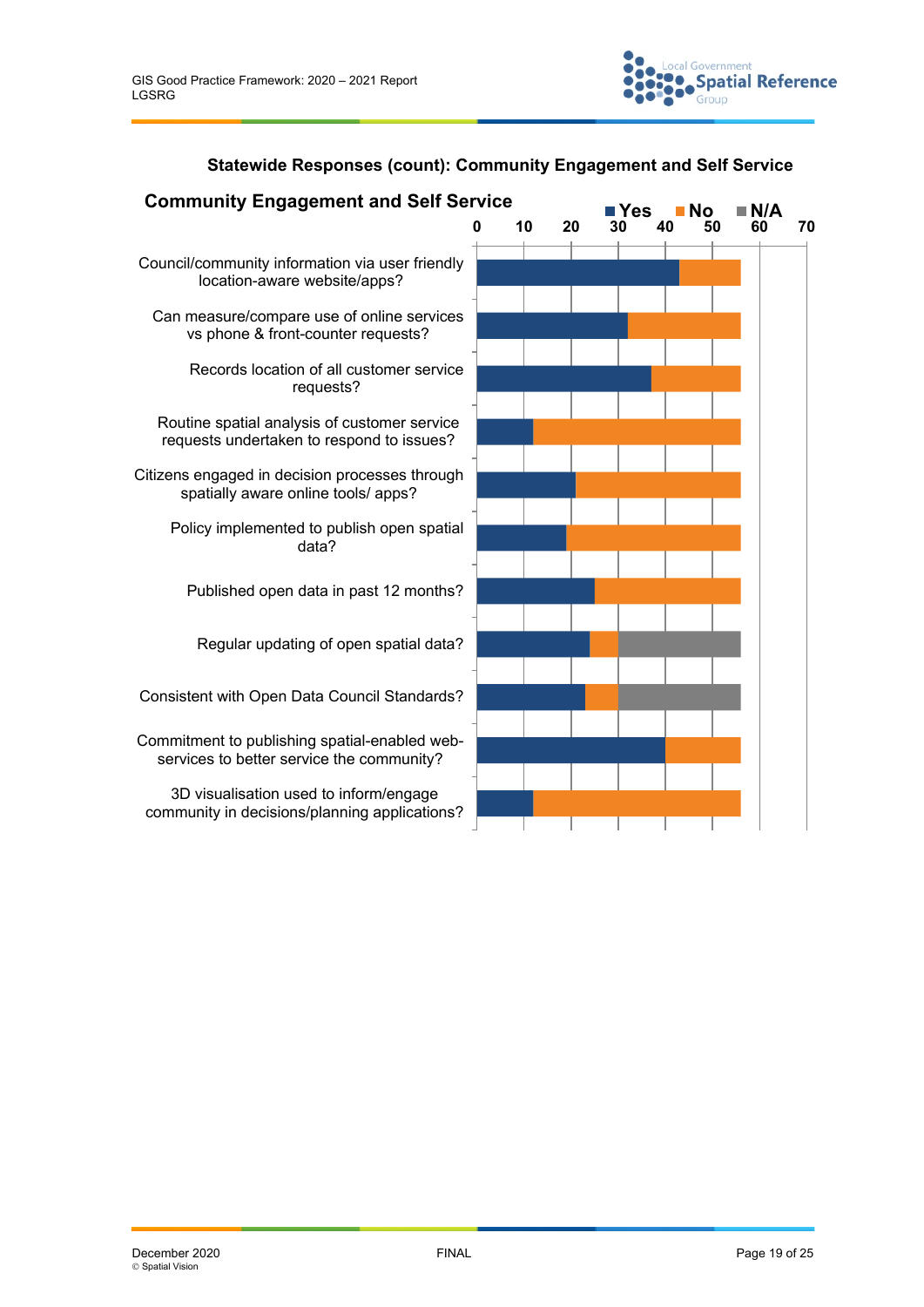**Statewide Responses (count): Community Engagement and Self Service**

**Community Engagement and Self Service**

■ Yes ■ No ■ N/A

0 10 20 30 40 50 60 70

- Council/community information via user friendly location-aware website/apps?
- Can measure/compare use of online services vs phone & front-counter requests?
- Records location of all customer service requests?
- Routine spatial analysis of customer service requests undertaken to respond to issues?
- Citizens engaged in decision processes through spatially aware online tools/ apps?
- Policy implemented to publish open spatial data?
- Published open data in past 12 months?
- Regular updating of open spatial data?
- Consistent with Open Data Council Standards?
- Commitment to publishing spatial-enabled web-services to better service the community?
- 3D visualisation used to inform/engage community in decisions/planning applications?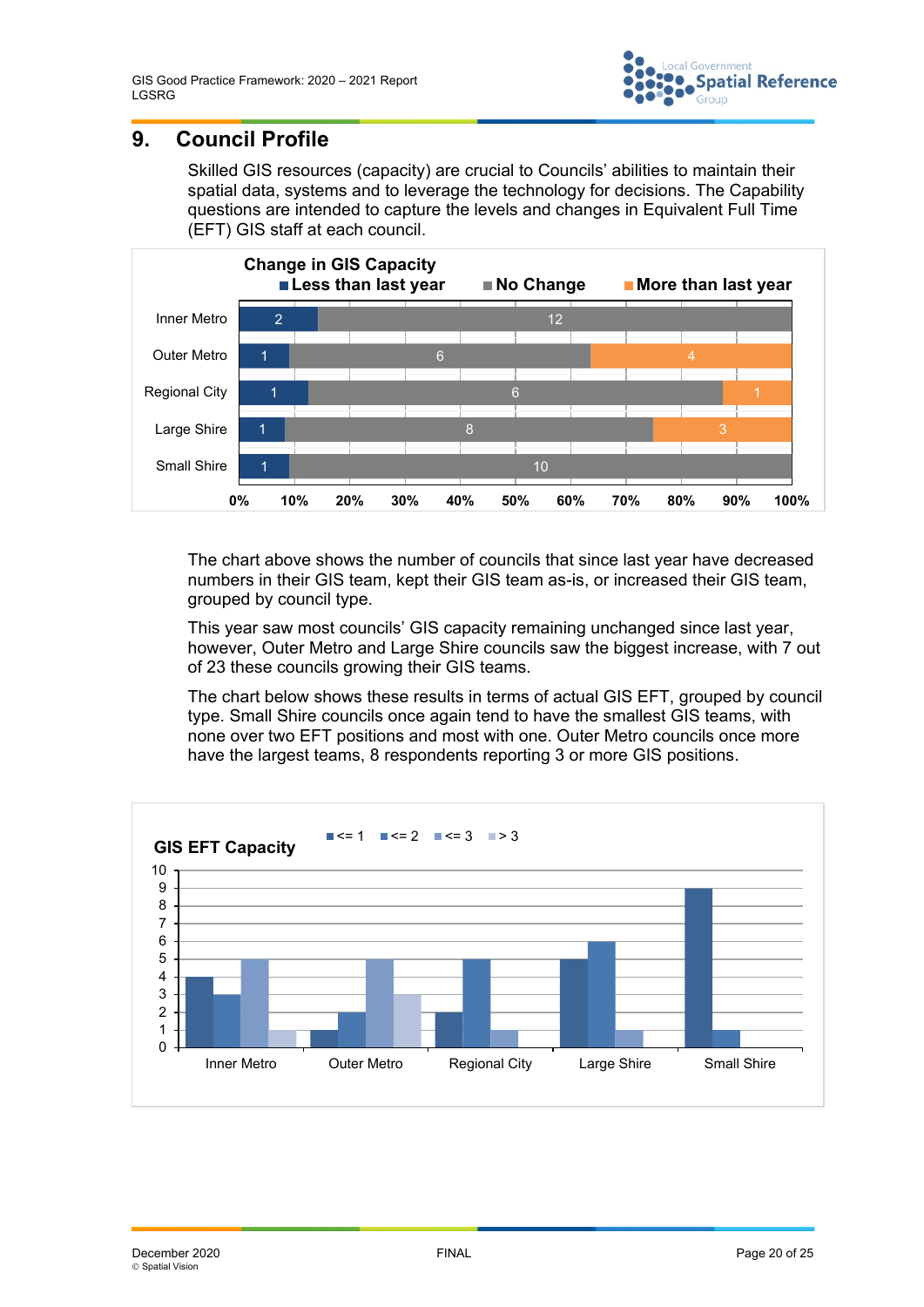## 9. Council Profile

Skilled GIS resources (capacity) are crucial to Councils' abilities to maintain their spatial data, systems and to leverage the technology for decisions. The Capability questions are intended to capture the levels and changes in Equivalent Full Time (EFT) GIS staff at each council.

**Change in GIS Capacity**

| | Less than last year | No Change | More than last year |
|---|---|---|---|
| Inner Metro | 2 | 12 | |
| Outer Metro | 1 | 6 | 4 |
| Regional City | 1 | 6 | 1 |
| Large Shire | 1 | 8 | 3 |
| Small Shire | 1 | 10 | |

The chart above shows the number of councils that since last year have decreased numbers in their GIS team, kept their GIS team as-is, or increased their GIS team, grouped by council type.

This year saw most councils' GIS capacity remaining unchanged since last year, however, Outer Metro and Large Shire councils saw the biggest increase, with 7 out of 23 these councils growing their GIS teams.

The chart below shows these results in terms of actual GIS EFT, grouped by council type. Small Shire councils once again tend to have the smallest GIS teams, with none over two EFT positions and most with one. Outer Metro councils once more have the largest teams, 8 respondents reporting 3 or more GIS positions.

**GIS EFT Capacity**

| | <= 1 | <= 2 | <= 3 | > 3 |
|---|---|---|---|---|
| Inner Metro | 4 | 3 | 5 | 1 |
| Outer Metro | 1 | 2 | 5 | 3 |
| Regional City | 2 | 5 | 1 | |
| Large Shire | 5 | 6 | 1 | |
| Small Shire | 9 | 1 | | |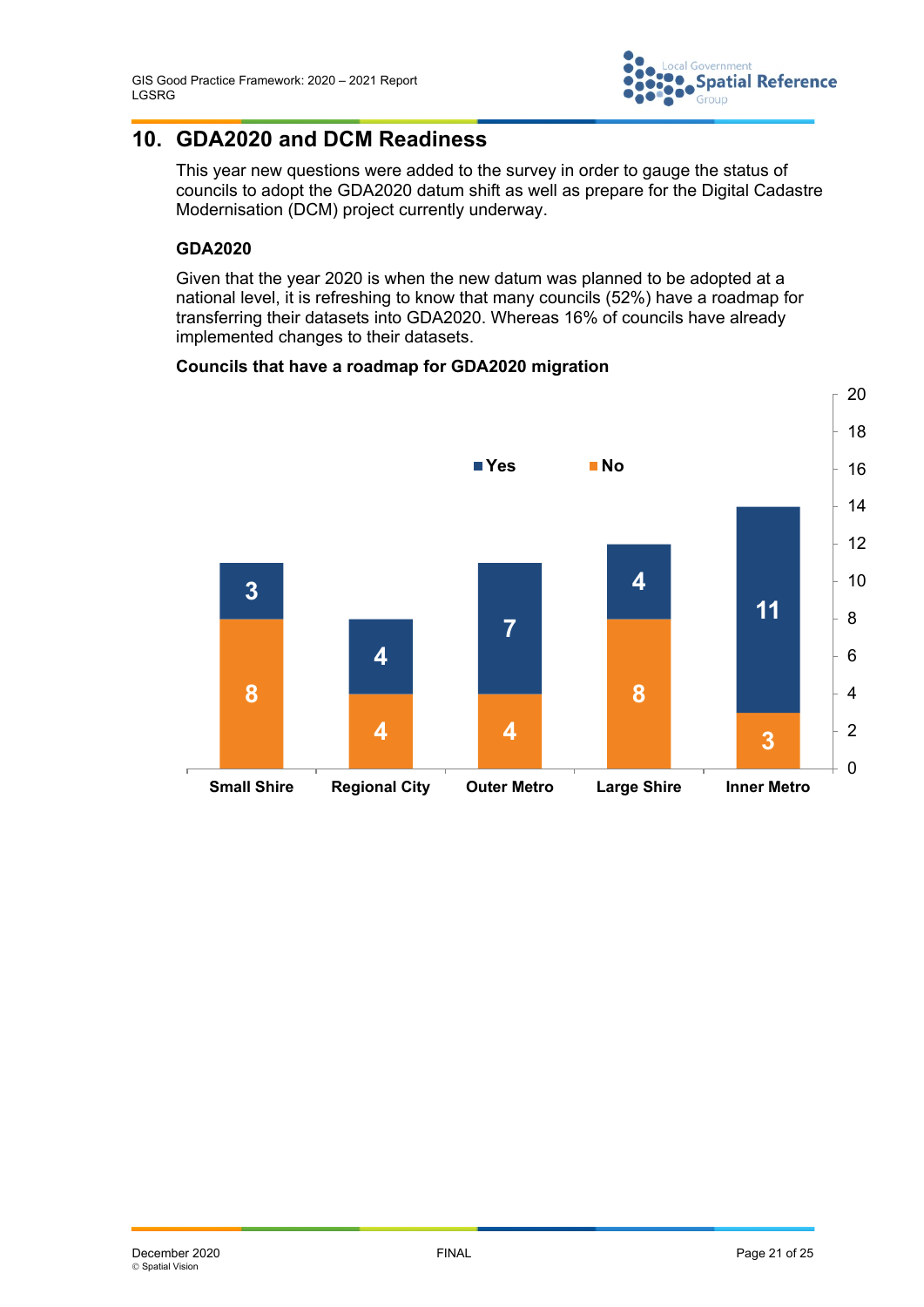## 10. GDA2020 and DCM Readiness

This year new questions were added to the survey in order to gauge the status of councils to adopt the GDA2020 datum shift as well as prepare for the Digital Cadastre Modernisation (DCM) project currently underway.

### GDA2020

Given that the year 2020 is when the new datum was planned to be adopted at a national level, it is refreshing to know that many councils (52%) have a roadmap for transferring their datasets into GDA2020. Whereas 16% of councils have already implemented changes to their datasets.

**Councils that have a roadmap for GDA2020 migration**

| | Yes | No |
|---|---|---|
| Small Shire | 3 | 8 |
| Regional City | 4 | 4 |
| Outer Metro | 7 | 4 |
| Large Shire | 4 | 8 |
| Inner Metro | 11 | 3 |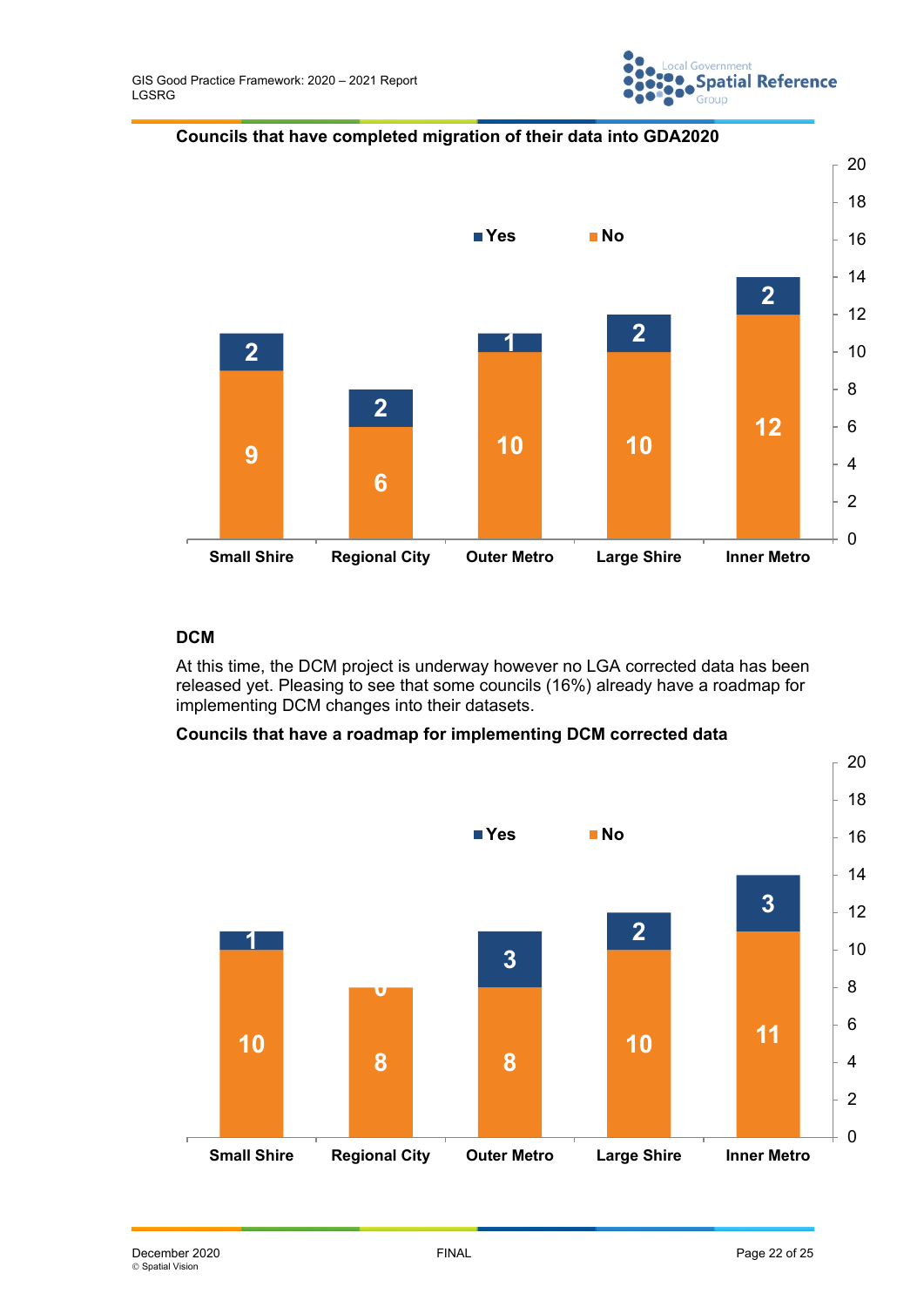**Councils that have completed migration of their data into GDA2020**

| | Small Shire | Regional City | Outer Metro | Large Shire | Inner Metro |
|---|---|---|---|---|---|
| Yes | 2 | 2 | 1 | 2 | 2 |
| No | 9 | 6 | 10 | 10 | 12 |

## DCM

At this time, the DCM project is underway however no LGA corrected data has been released yet. Pleasing to see that some councils (16%) already have a roadmap for implementing DCM changes into their datasets.

**Councils that have a roadmap for implementing DCM corrected data**

| | Small Shire | Regional City | Outer Metro | Large Shire | Inner Metro |
|---|---|---|---|---|---|
| Yes | 1 | 0 | 3 | 2 | 3 |
| No | 10 | 8 | 8 | 10 | 11 |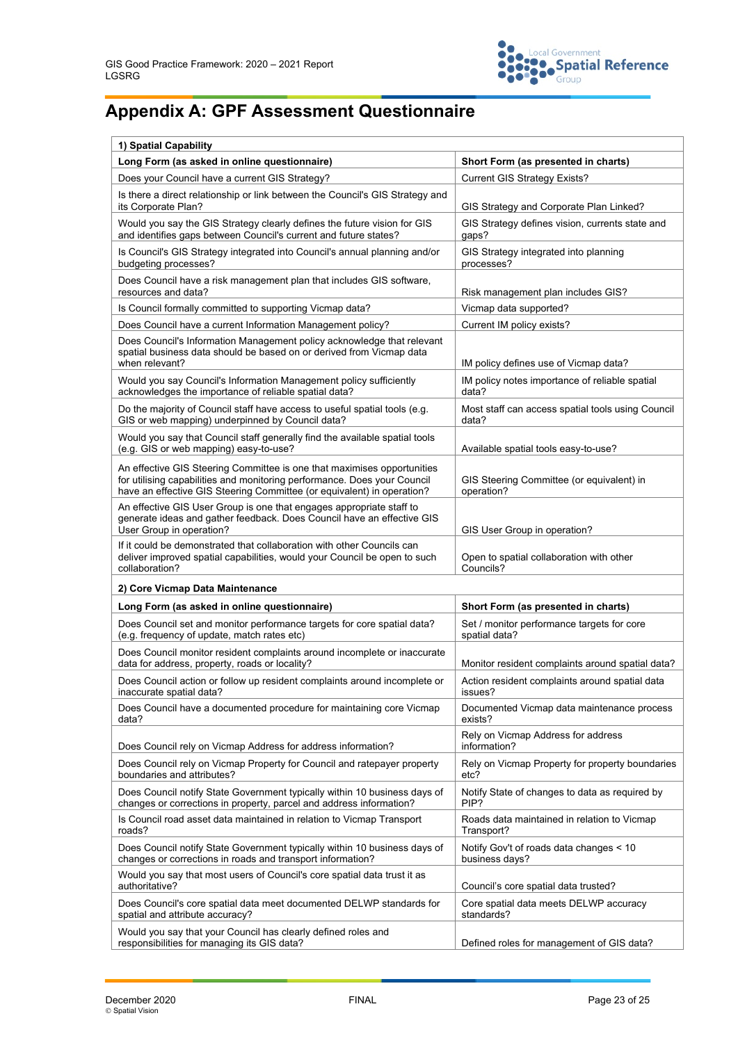# Appendix A: GPF Assessment Questionnaire

| 1) Spatial Capability | |
|---|---|
| **Long Form (as asked in online questionnaire)** | **Short Form (as presented in charts)** |
| Does your Council have a current GIS Strategy? | Current GIS Strategy Exists? |
| Is there a direct relationship or link between the Council's GIS Strategy and its Corporate Plan? | GIS Strategy and Corporate Plan Linked? |
| Would you say the GIS Strategy clearly defines the future vision for GIS and identifies gaps between Council's current and future states? | GIS Strategy defines vision, currents state and gaps? |
| Is Council's GIS Strategy integrated into Council's annual planning and/or budgeting processes? | GIS Strategy integrated into planning processes? |
| Does Council have a risk management plan that includes GIS software, resources and data? | Risk management plan includes GIS? |
| Is Council formally committed to supporting Vicmap data? | Vicmap data supported? |
| Does Council have a current Information Management policy? | Current IM policy exists? |
| Does Council's Information Management policy acknowledge that relevant spatial business data should be based on or derived from Vicmap data when relevant? | IM policy defines use of Vicmap data? |
| Would you say Council's Information Management policy sufficiently acknowledges the importance of reliable spatial data? | IM policy notes importance of reliable spatial data? |
| Do the majority of Council staff have access to useful spatial tools (e.g. GIS or web mapping) underpinned by Council data? | Most staff can access spatial tools using Council data? |
| Would you say that Council staff generally find the available spatial tools (e.g. GIS or web mapping) easy-to-use? | Available spatial tools easy-to-use? |
| An effective GIS Steering Committee is one that maximises opportunities for utilising capabilities and monitoring performance. Does your Council have an effective GIS Steering Committee (or equivalent) in operation? | GIS Steering Committee (or equivalent) in operation? |
| An effective GIS User Group is one that engages appropriate staff to generate ideas and gather feedback. Does Council have an effective GIS User Group in operation? | GIS User Group in operation? |
| If it could be demonstrated that collaboration with other Councils can deliver improved spatial capabilities, would your Council be open to such collaboration? | Open to spatial collaboration with other Councils? |
| **2) Core Vicmap Data Maintenance** | |
| **Long Form (as asked in online questionnaire)** | **Short Form (as presented in charts)** |
| Does Council set and monitor performance targets for core spatial data? (e.g. frequency of update, match rates etc) | Set / monitor performance targets for core spatial data? |
| Does Council monitor resident complaints around incomplete or inaccurate data for address, property, roads or locality? | Monitor resident complaints around spatial data? |
| Does Council action or follow up resident complaints around incomplete or inaccurate spatial data? | Action resident complaints around spatial data issues? |
| Does Council have a documented procedure for maintaining core Vicmap data? | Documented Vicmap data maintenance process exists? |
| Does Council rely on Vicmap Address for address information? | Rely on Vicmap Address for address information? |
| Does Council rely on Vicmap Property for Council and ratepayer property boundaries and attributes? | Rely on Vicmap Property for property boundaries etc? |
| Does Council notify State Government typically within 10 business days of changes or corrections in property, parcel and address information? | Notify State of changes to data as required by PIP? |
| Is Council road asset data maintained in relation to Vicmap Transport roads? | Roads data maintained in relation to Vicmap Transport? |
| Does Council notify State Government typically within 10 business days of changes or corrections in roads and transport information? | Notify Gov't of roads data changes < 10 business days? |
| Would you say that most users of Council's core spatial data trust it as authoritative? | Council's core spatial data trusted? |
| Does Council's core spatial data meet documented DELWP standards for spatial and attribute accuracy? | Core spatial data meets DELWP accuracy standards? |
| Would you say that your Council has clearly defined roles and responsibilities for managing its GIS data? | Defined roles for management of GIS data? |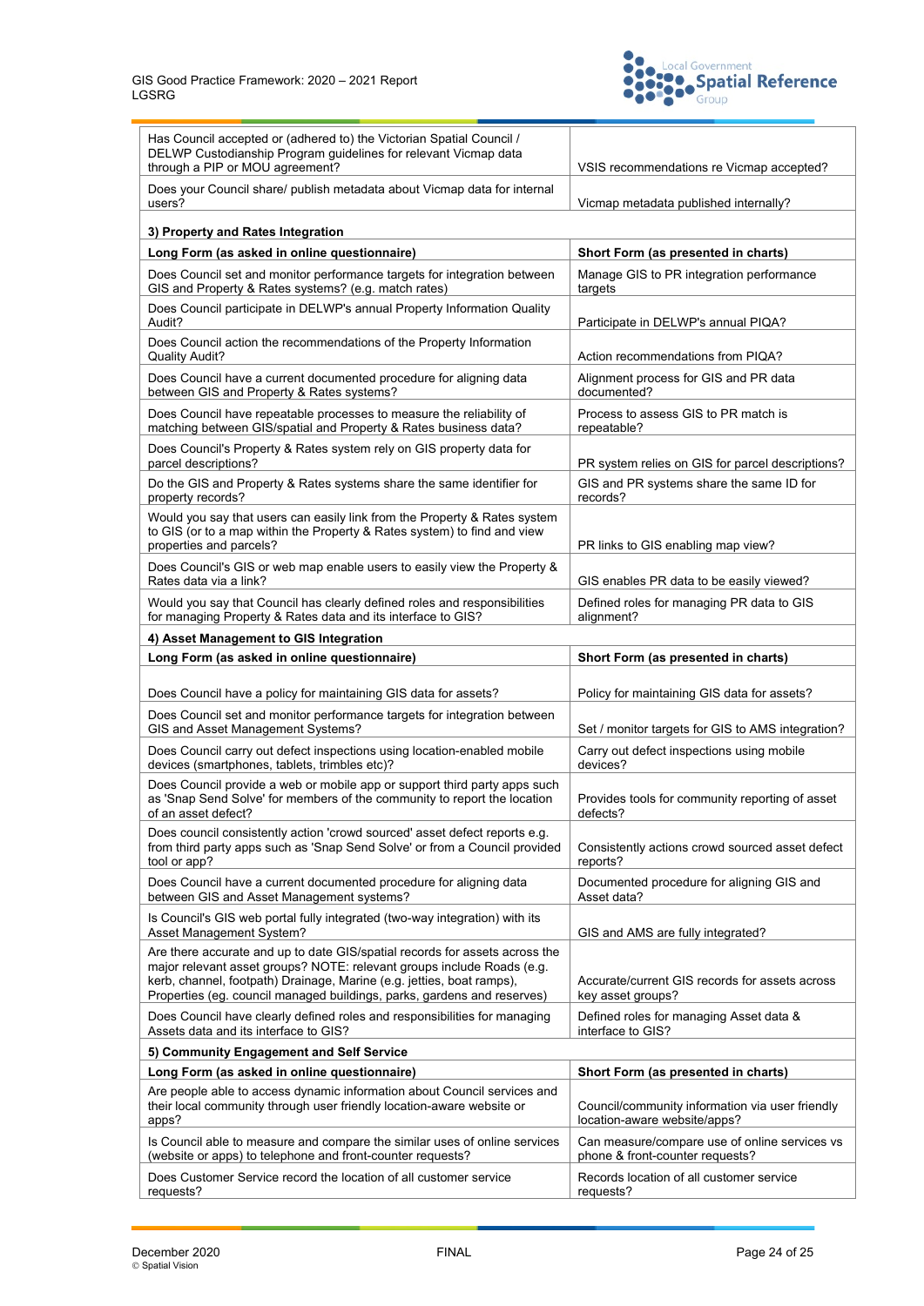| | |
|---|---|
| Has Council accepted or (adhered to) the Victorian Spatial Council / DELWP Custodianship Program guidelines for relevant Vicmap data through a PIP or MOU agreement? | VSIS recommendations re Vicmap accepted? |
| Does your Council share/ publish metadata about Vicmap data for internal users? | Vicmap metadata published internally? |

**3) Property and Rates Integration**

| Long Form (as asked in online questionnaire) | Short Form (as presented in charts) |
|---|---|
| Does Council set and monitor performance targets for integration between GIS and Property & Rates systems? (e.g. match rates) | Manage GIS to PR integration performance targets |
| Does Council participate in DELWP's annual Property Information Quality Audit? | Participate in DELWP's annual PIQA? |
| Does Council action the recommendations of the Property Information Quality Audit? | Action recommendations from PIQA? |
| Does Council have a current documented procedure for aligning data between GIS and Property & Rates systems? | Alignment process for GIS and PR data documented? |
| Does Council have repeatable processes to measure the reliability of matching between GIS/spatial and Property & Rates business data? | Process to assess GIS to PR match is repeatable? |
| Does Council's Property & Rates system rely on GIS property data for parcel descriptions? | PR system relies on GIS for parcel descriptions? |
| Do the GIS and Property & Rates systems share the same identifier for property records? | GIS and PR systems share the same ID for records? |
| Would you say that users can easily link from the Property & Rates system to GIS (or to a map within the Property & Rates system) to find and view properties and parcels? | PR links to GIS enabling map view? |
| Does Council's GIS or web map enable users to easily view the Property & Rates data via a link? | GIS enables PR data to be easily viewed? |
| Would you say that Council has clearly defined roles and responsibilities for managing Property & Rates data and its interface to GIS? | Defined roles for managing PR data to GIS alignment? |

**4) Asset Management to GIS Integration**

| Long Form (as asked in online questionnaire) | Short Form (as presented in charts) |
|---|---|
| Does Council have a policy for maintaining GIS data for assets? | Policy for maintaining GIS data for assets? |
| Does Council set and monitor performance targets for integration between GIS and Asset Management Systems? | Set / monitor targets for GIS to AMS integration? |
| Does Council carry out defect inspections using location-enabled mobile devices (smartphones, tablets, trimbles etc)? | Carry out defect inspections using mobile devices? |
| Does Council provide a web or mobile app or support third party apps such as 'Snap Send Solve' for members of the community to report the location of an asset defect? | Provides tools for community reporting of asset defects? |
| Does council consistently action 'crowd sourced' asset defect reports e.g. from third party apps such as 'Snap Send Solve' or from a Council provided tool or app? | Consistently actions crowd sourced asset defect reports? |
| Does Council have a current documented procedure for aligning data between GIS and Asset Management systems? | Documented procedure for aligning GIS and Asset data? |
| Is Council's GIS web portal fully integrated (two-way integration) with its Asset Management System? | GIS and AMS are fully integrated? |
| Are there accurate and up to date GIS/spatial records for assets across the major relevant asset groups? NOTE: relevant groups include Roads (e.g. kerb, channel, footpath) Drainage, Marine (e.g. jetties, boat ramps), Properties (eg. council managed buildings, parks, gardens and reserves) | Accurate/current GIS records for assets across key asset groups? |
| Does Council have clearly defined roles and responsibilities for managing Assets data and its interface to GIS? | Defined roles for managing Asset data & interface to GIS? |

**5) Community Engagement and Self Service**

| Long Form (as asked in online questionnaire) | Short Form (as presented in charts) |
|---|---|
| Are people able to access dynamic information about Council services and their local community through user friendly location-aware website or apps? | Council/community information via user friendly location-aware website/apps? |
| Is Council able to measure and compare the similar uses of online services (website or apps) to telephone and front-counter requests? | Can measure/compare use of online services vs phone & front-counter requests? |
| Does Customer Service record the location of all customer service requests? | Records location of all customer service requests? |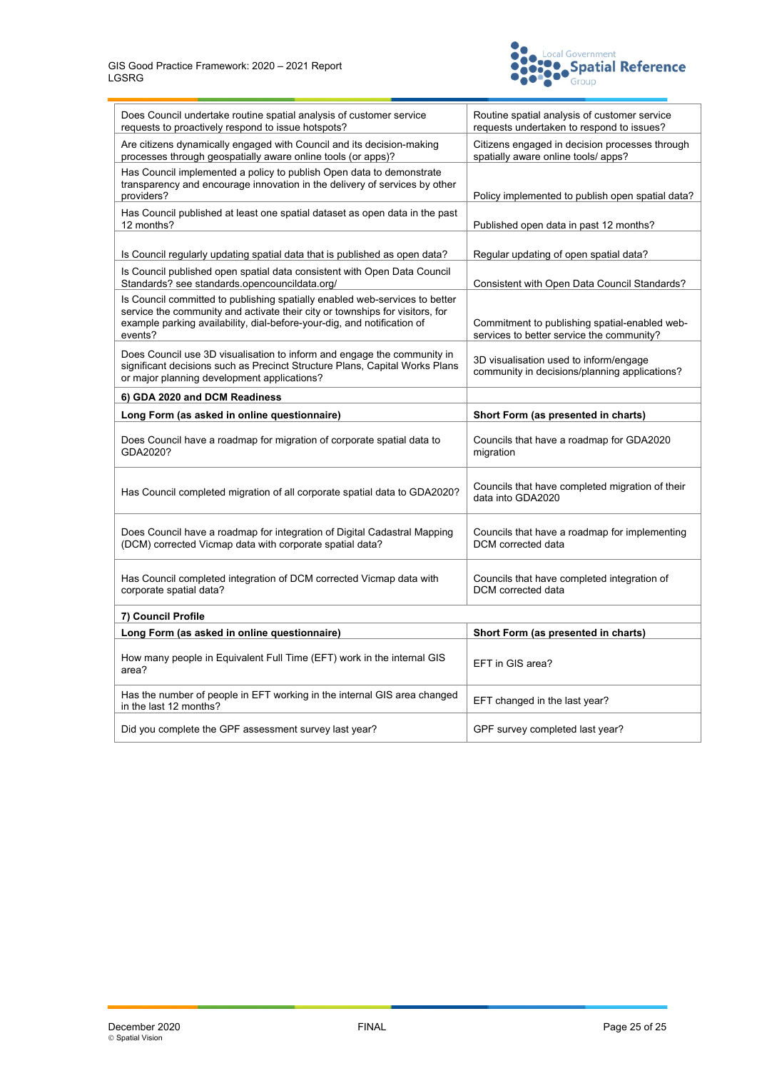| | |
|---|---|
| Does Council undertake routine spatial analysis of customer service requests to proactively respond to issue hotspots? | Routine spatial analysis of customer service requests undertaken to respond to issues? |
| Are citizens dynamically engaged with Council and its decision-making processes through geospatially aware online tools (or apps)? | Citizens engaged in decision processes through spatially aware online tools/ apps? |
| Has Council implemented a policy to publish Open data to demonstrate transparency and encourage innovation in the delivery of services by other providers? | Policy implemented to publish open spatial data? |
| Has Council published at least one spatial dataset as open data in the past 12 months? | Published open data in past 12 months? |
| Is Council regularly updating spatial data that is published as open data? | Regular updating of open spatial data? |
| Is Council published open spatial data consistent with Open Data Council Standards? see standards.opencouncildata.org/ | Consistent with Open Data Council Standards? |
| Is Council committed to publishing spatially enabled web-services to better service the community and activate their city or townships for visitors, for example parking availability, dial-before-your-dig, and notification of events? | Commitment to publishing spatial-enabled web-services to better service the community? |
| Does Council use 3D visualisation to inform and engage the community in significant decisions such as Precinct Structure Plans, Capital Works Plans or major planning development applications? | 3D visualisation used to inform/engage community in decisions/planning applications? |
| **6) GDA 2020 and DCM Readiness** | |
| **Long Form (as asked in online questionnaire)** | **Short Form (as presented in charts)** |
| Does Council have a roadmap for migration of corporate spatial data to GDA2020? | Councils that have a roadmap for GDA2020 migration |
| Has Council completed migration of all corporate spatial data to GDA2020? | Councils that have completed migration of their data into GDA2020 |
| Does Council have a roadmap for integration of Digital Cadastral Mapping (DCM) corrected Vicmap data with corporate spatial data? | Councils that have a roadmap for implementing DCM corrected data |
| Has Council completed integration of DCM corrected Vicmap data with corporate spatial data? | Councils that have completed integration of DCM corrected data |
| **7) Council Profile** | |
| **Long Form (as asked in online questionnaire)** | **Short Form (as presented in charts)** |
| How many people in Equivalent Full Time (EFT) work in the internal GIS area? | EFT in GIS area? |
| Has the number of people in EFT working in the internal GIS area changed in the last 12 months? | EFT changed in the last year? |
| Did you complete the GPF assessment survey last year? | GPF survey completed last year? |